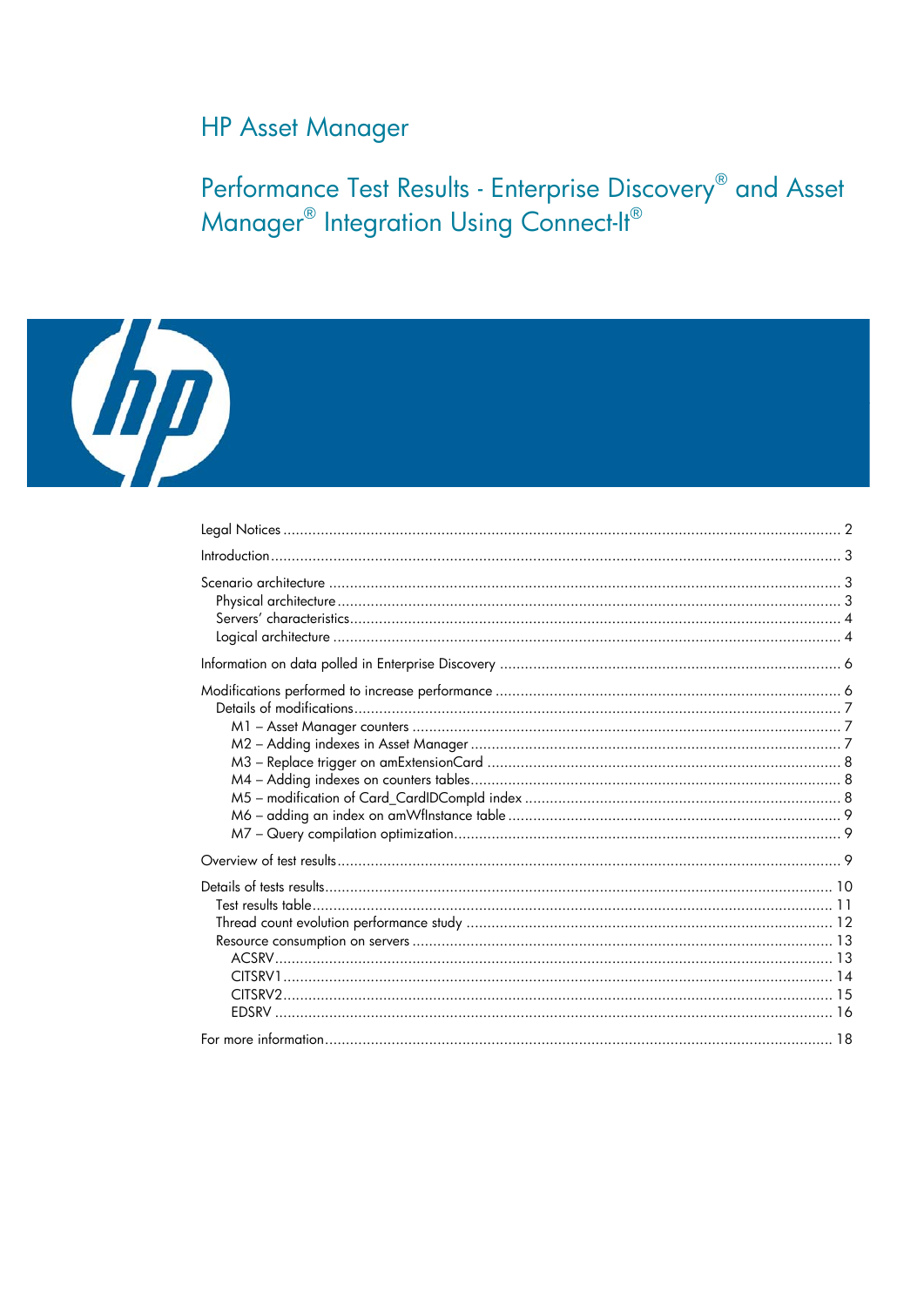# HP Asset Manager

## Performance Test Results - Enterprise Discovery® and Asset Manager® Integration Using Connect-It®

- Legal Notices ........ 2
- Introduction ........ 3
- Scenario architecture ........ 3
  - Physical architecture ........ 3
  - Servers' characteristics ........ 4
  - Logical architecture ........ 4
- Information on data polled in Enterprise Discovery ........ 6
- Modifications performed to increase performance ........ 6
  - Details of modifications ........ 7
    - M1 – Asset Manager counters ........ 7
    - M2 – Adding indexes in Asset Manager ........ 7
    - M3 – Replace trigger on amExtensionCard ........ 8
    - M4 – Adding indexes on counters tables ........ 8
    - M5 – modification of Card_CardIDCompId index ........ 8
    - M6 – adding an index on amWfInstance table ........ 9
    - M7 – Query compilation optimization ........ 9
- Overview of test results ........ 9
- Details of tests results ........ 10
  - Test results table ........ 11
  - Thread count evolution performance study ........ 12
  - Resource consumption on servers ........ 13
    - ACSRV ........ 13
    - CITSRV1 ........ 14
    - CITSRV2 ........ 15
    - EDSRV ........ 16
- For more information ........ 18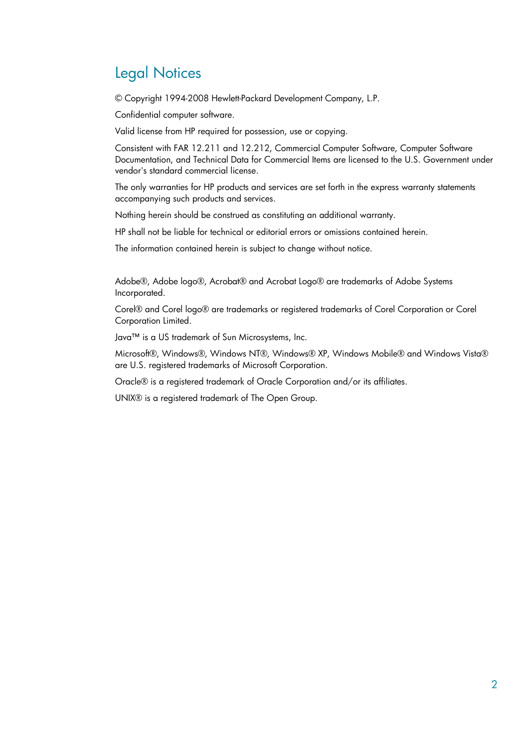# Legal Notices

© Copyright 1994-2008 Hewlett-Packard Development Company, L.P.

Confidential computer software.

Valid license from HP required for possession, use or copying.

Consistent with FAR 12.211 and 12.212, Commercial Computer Software, Computer Software Documentation, and Technical Data for Commercial Items are licensed to the U.S. Government under vendor's standard commercial license.

The only warranties for HP products and services are set forth in the express warranty statements accompanying such products and services.

Nothing herein should be construed as constituting an additional warranty.

HP shall not be liable for technical or editorial errors or omissions contained herein.

The information contained herein is subject to change without notice.

Adobe®, Adobe logo®, Acrobat® and Acrobat Logo® are trademarks of Adobe Systems Incorporated.

Corel® and Corel logo® are trademarks or registered trademarks of Corel Corporation or Corel Corporation Limited.

Java™ is a US trademark of Sun Microsystems, Inc.

Microsoft®, Windows®, Windows NT®, Windows® XP, Windows Mobile® and Windows Vista® are U.S. registered trademarks of Microsoft Corporation.

Oracle® is a registered trademark of Oracle Corporation and/or its affiliates.

UNIX® is a registered trademark of The Open Group.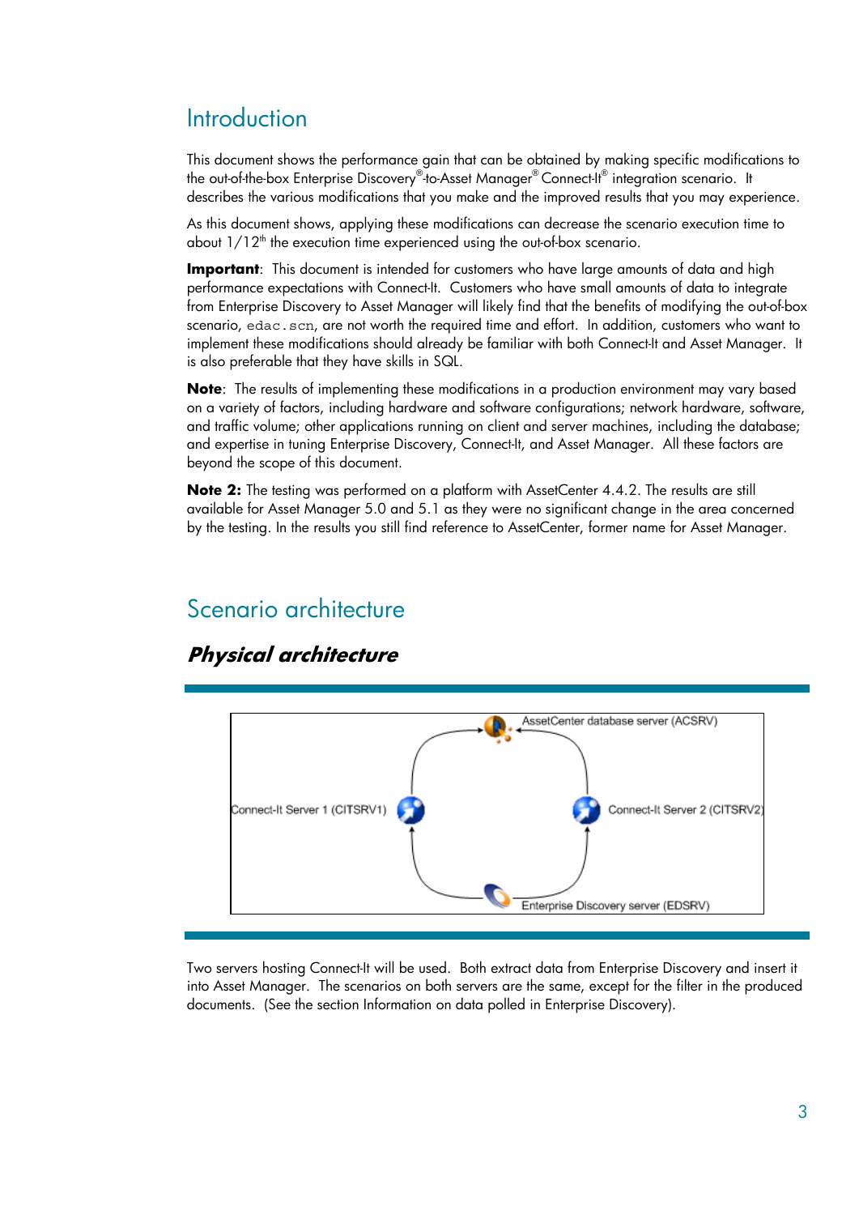# Introduction

This document shows the performance gain that can be obtained by making specific modifications to the out-of-the-box Enterprise Discovery®-to-Asset Manager® Connect-It® integration scenario. It describes the various modifications that you make and the improved results that you may experience.

As this document shows, applying these modifications can decrease the scenario execution time to about 1/12th the execution time experienced using the out-of-box scenario.

**Important**: This document is intended for customers who have large amounts of data and high performance expectations with Connect-It. Customers who have small amounts of data to integrate from Enterprise Discovery to Asset Manager will likely find that the benefits of modifying the out-of-box scenario, `edac.scn`, are not worth the required time and effort. In addition, customers who want to implement these modifications should already be familiar with both Connect-It and Asset Manager. It is also preferable that they have skills in SQL.

**Note**: The results of implementing these modifications in a production environment may vary based on a variety of factors, including hardware and software configurations; network hardware, software, and traffic volume; other applications running on client and server machines, including the database; and expertise in tuning Enterprise Discovery, Connect-It, and Asset Manager. All these factors are beyond the scope of this document.

**Note 2:** The testing was performed on a platform with AssetCenter 4.4.2. The results are still available for Asset Manager 5.0 and 5.1 as they were no significant change in the area concerned by the testing. In the results you still find reference to AssetCenter, former name for Asset Manager.

# Scenario architecture

## *Physical architecture*

AssetCenter database server (ACSRV)

Connect-It Server 1 (CITSRV1)

Connect-It Server 2 (CITSRV2)

Enterprise Discovery server (EDSRV)

Two servers hosting Connect-It will be used. Both extract data from Enterprise Discovery and insert it into Asset Manager. The scenarios on both servers are the same, except for the filter in the produced documents. (See the section Information on data polled in Enterprise Discovery).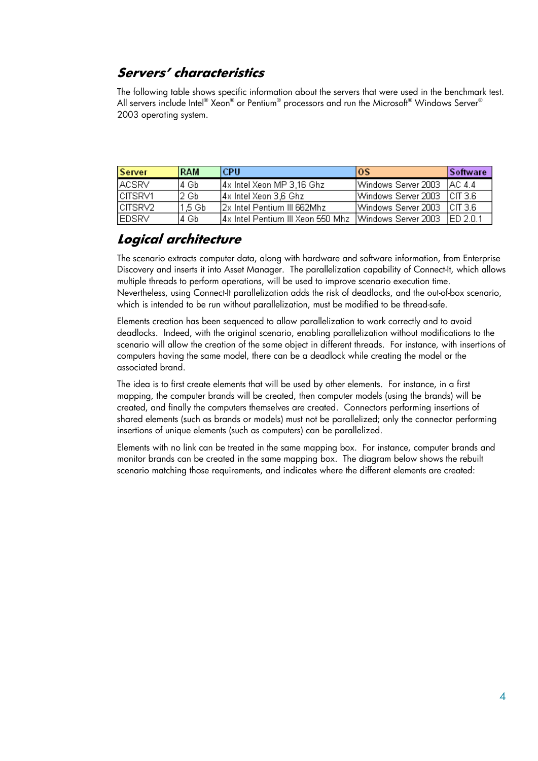## *Servers' characteristics*

The following table shows specific information about the servers that were used in the benchmark test. All servers include Intel® Xeon® or Pentium® processors and run the Microsoft® Windows Server® 2003 operating system.

| Server | RAM | CPU | OS | Software |
|---|---|---|---|---|
| ACSRV | 4 Gb | 4x Intel Xeon MP 3,16 Ghz | Windows Server 2003 | AC 4.4 |
| CITSRV1 | 2 Gb | 4x Intel Xeon 3,6 Ghz | Windows Server 2003 | CIT 3.6 |
| CITSRV2 | 1,5 Gb | 2x Intel Pentium III 662Mhz | Windows Server 2003 | CIT 3.6 |
| EDSRV | 4 Gb | 4x Intel Pentium III Xeon 550 Mhz | Windows Server 2003 | ED 2.0.1 |

## *Logical architecture*

The scenario extracts computer data, along with hardware and software information, from Enterprise Discovery and inserts it into Asset Manager. The parallelization capability of Connect-It, which allows multiple threads to perform operations, will be used to improve scenario execution time. Nevertheless, using Connect-It parallelization adds the risk of deadlocks, and the out-of-box scenario, which is intended to be run without parallelization, must be modified to be thread-safe.

Elements creation has been sequenced to allow parallelization to work correctly and to avoid deadlocks. Indeed, with the original scenario, enabling parallelization without modifications to the scenario will allow the creation of the same object in different threads. For instance, with insertions of computers having the same model, there can be a deadlock while creating the model or the associated brand.

The idea is to first create elements that will be used by other elements. For instance, in a first mapping, the computer brands will be created, then computer models (using the brands) will be created, and finally the computers themselves are created. Connectors performing insertions of shared elements (such as brands or models) must not be parallelized; only the connector performing insertions of unique elements (such as computers) can be parallelized.

Elements with no link can be treated in the same mapping box. For instance, computer brands and monitor brands can be created in the same mapping box. The diagram below shows the rebuilt scenario matching those requirements, and indicates where the different elements are created: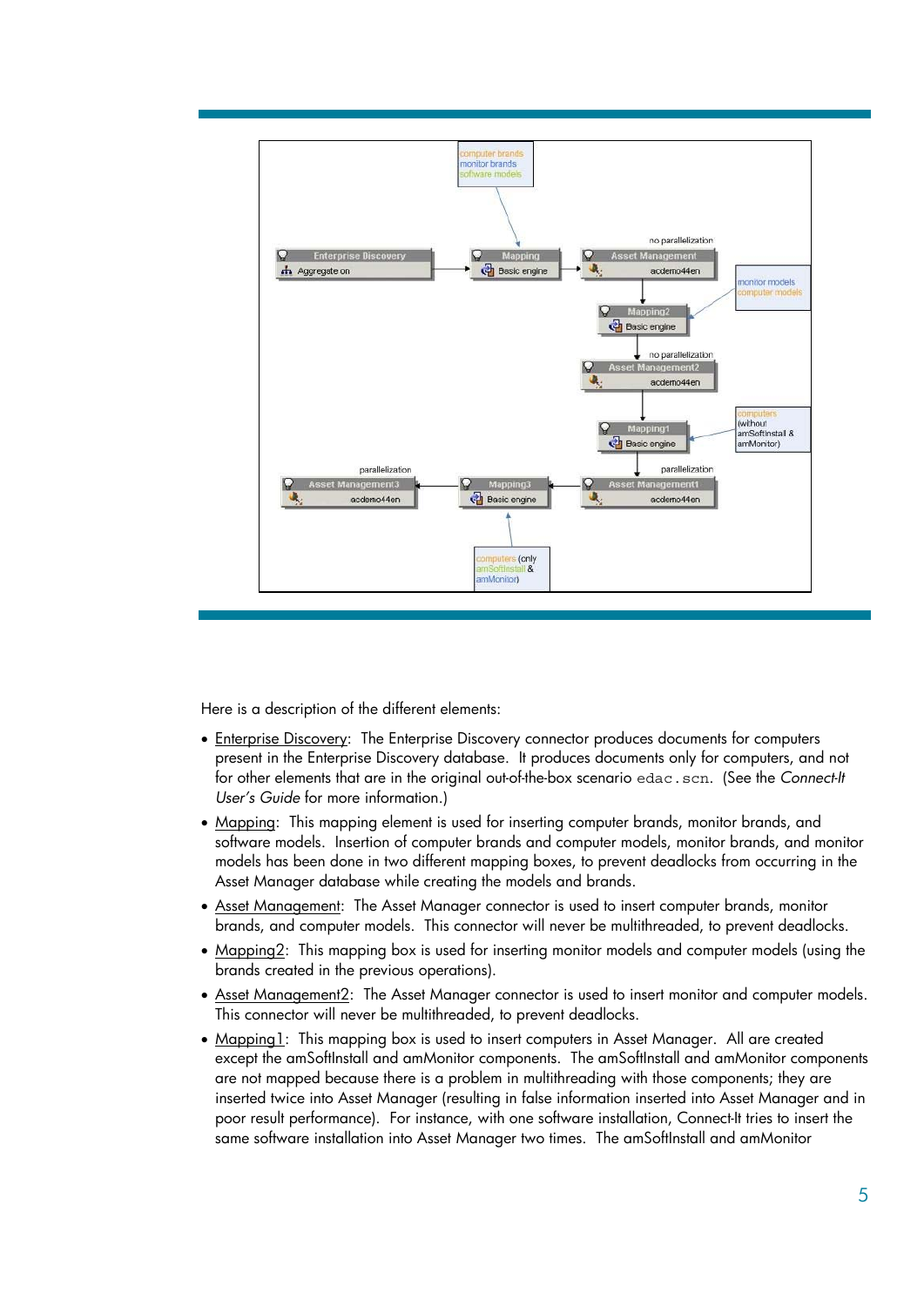Here is a description of the different elements:

- Enterprise Discovery: The Enterprise Discovery connector produces documents for computers present in the Enterprise Discovery database. It produces documents only for computers, and not for other elements that are in the original out-of-the-box scenario `edac.scn`. (See the *Connect-It User's Guide* for more information.)
- Mapping: This mapping element is used for inserting computer brands, monitor brands, and software models. Insertion of computer brands and computer models, monitor brands, and monitor models has been done in two different mapping boxes, to prevent deadlocks from occurring in the Asset Manager database while creating the models and brands.
- Asset Management: The Asset Manager connector is used to insert computer brands, monitor brands, and computer models. This connector will never be multithreaded, to prevent deadlocks.
- Mapping2: This mapping box is used for inserting monitor models and computer models (using the brands created in the previous operations).
- Asset Management2: The Asset Manager connector is used to insert monitor and computer models. This connector will never be multithreaded, to prevent deadlocks.
- Mapping1: This mapping box is used to insert computers in Asset Manager. All are created except the amSoftInstall and amMonitor components. The amSoftInstall and amMonitor components are not mapped because there is a problem in multithreading with those components; they are inserted twice into Asset Manager (resulting in false information inserted into Asset Manager and in poor result performance). For instance, with one software installation, Connect-It tries to insert the same software installation into Asset Manager two times. The amSoftInstall and amMonitor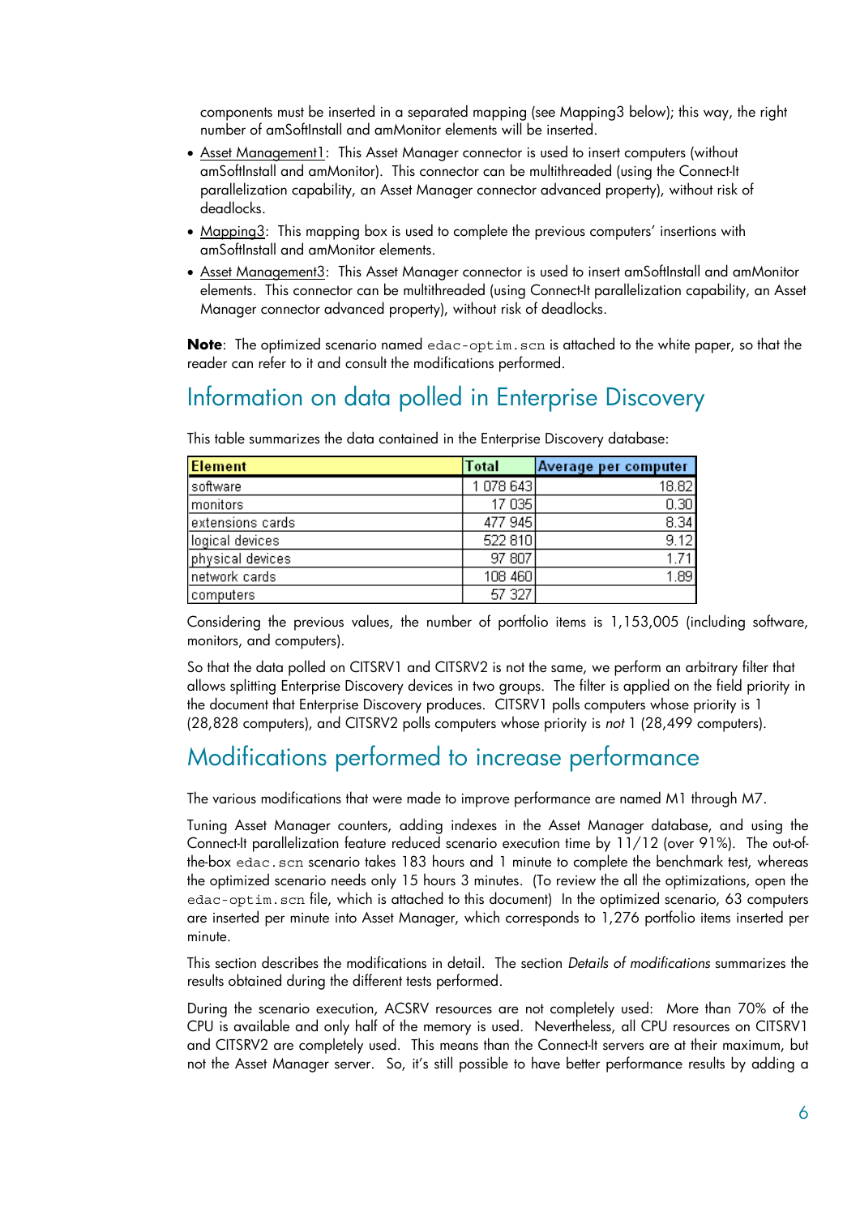components must be inserted in a separated mapping (see Mapping3 below); this way, the right number of amSoftInstall and amMonitor elements will be inserted.

- Asset Management1: This Asset Manager connector is used to insert computers (without amSoftInstall and amMonitor). This connector can be multithreaded (using the Connect-It parallelization capability, an Asset Manager connector advanced property), without risk of deadlocks.
- Mapping3: This mapping box is used to complete the previous computers' insertions with amSoftInstall and amMonitor elements.
- Asset Management3: This Asset Manager connector is used to insert amSoftInstall and amMonitor elements. This connector can be multithreaded (using Connect-It parallelization capability, an Asset Manager connector advanced property), without risk of deadlocks.

**Note**: The optimized scenario named `edac-optim.scn` is attached to the white paper, so that the reader can refer to it and consult the modifications performed.

## Information on data polled in Enterprise Discovery

This table summarizes the data contained in the Enterprise Discovery database:

| Element | Total | Average per computer |
|---|---|---|
| software | 1 078 643 | 18.82 |
| monitors | 17 035 | 0.30 |
| extensions cards | 477 945 | 8.34 |
| logical devices | 522 810 | 9.12 |
| physical devices | 97 807 | 1.71 |
| network cards | 108 460 | 1.89 |
| computers | 57 327 | |

Considering the previous values, the number of portfolio items is 1,153,005 (including software, monitors, and computers).

So that the data polled on CITSRV1 and CITSRV2 is not the same, we perform an arbitrary filter that allows splitting Enterprise Discovery devices in two groups. The filter is applied on the field priority in the document that Enterprise Discovery produces. CITSRV1 polls computers whose priority is 1 (28,828 computers), and CITSRV2 polls computers whose priority is *not* 1 (28,499 computers).

## Modifications performed to increase performance

The various modifications that were made to improve performance are named M1 through M7.

Tuning Asset Manager counters, adding indexes in the Asset Manager database, and using the Connect-It parallelization feature reduced scenario execution time by 11/12 (over 91%). The out-of-the-box `edac.scn` scenario takes 183 hours and 1 minute to complete the benchmark test, whereas the optimized scenario needs only 15 hours 3 minutes. (To review the all the optimizations, open the `edac-optim.scn` file, which is attached to this document) In the optimized scenario, 63 computers are inserted per minute into Asset Manager, which corresponds to 1,276 portfolio items inserted per minute.

This section describes the modifications in detail. The section *Details of modifications* summarizes the results obtained during the different tests performed.

During the scenario execution, ACSRV resources are not completely used: More than 70% of the CPU is available and only half of the memory is used. Nevertheless, all CPU resources on CITSRV1 and CITSRV2 are completely used. This means than the Connect-It servers are at their maximum, but not the Asset Manager server. So, it's still possible to have better performance results by adding a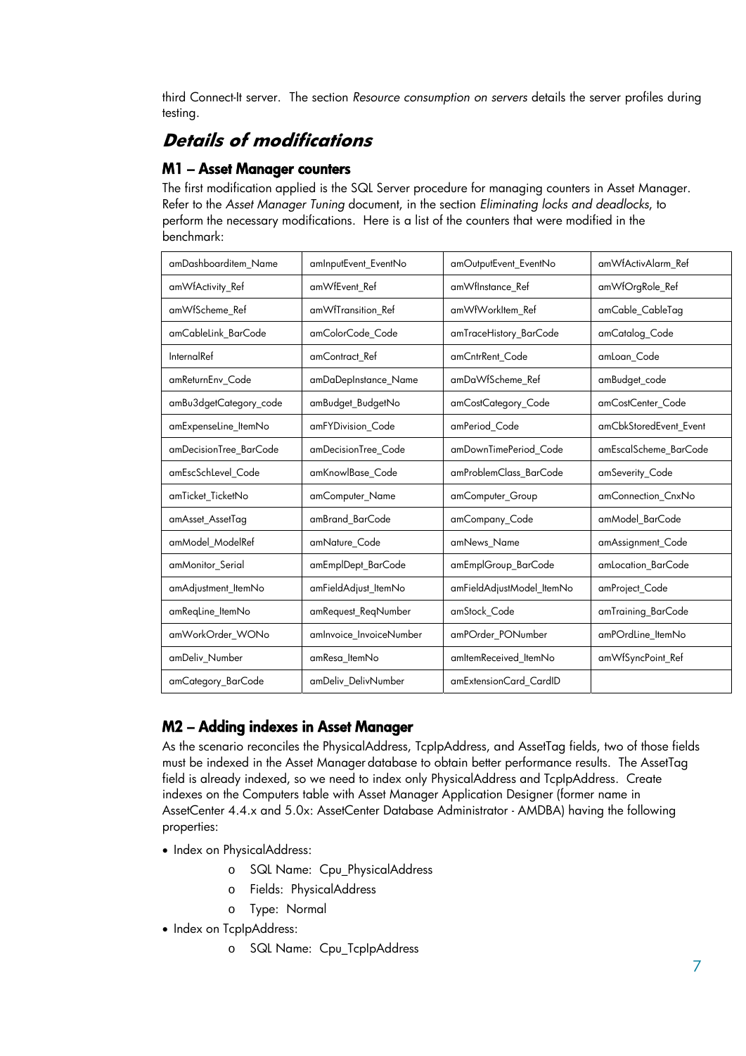third Connect-It server. The section *Resource consumption on servers* details the server profiles during testing.

## Details of modifications

### M1 – Asset Manager counters

The first modification applied is the SQL Server procedure for managing counters in Asset Manager. Refer to the *Asset Manager Tuning* document, in the section *Eliminating locks and deadlocks*, to perform the necessary modifications. Here is a list of the counters that were modified in the benchmark:

| | | | |
|---|---|---|---|
| amDashboarditem_Name | amInputEvent_EventNo | amOutputEvent_EventNo | amWfActivAlarm_Ref |
| amWfActivity_Ref | amWfEvent_Ref | amWfInstance_Ref | amWfOrgRole_Ref |
| amWfScheme_Ref | amWfTransition_Ref | amWfWorkItem_Ref | amCable_CableTag |
| amCableLink_BarCode | amColorCode_Code | amTraceHistory_BarCode | amCatalog_Code |
| InternalRef | amContract_Ref | amCntrRent_Code | amLoan_Code |
| amReturnEnv_Code | amDaDepInstance_Name | amDaWfScheme_Ref | amBudget_code |
| amBu3dgetCategory_code | amBudget_BudgetNo | amCostCategory_Code | amCostCenter_Code |
| amExpenseLine_ItemNo | amFYDivision_Code | amPeriod_Code | amCbkStoredEvent_Event |
| amDecisionTree_BarCode | amDecisionTree_Code | amDownTimePeriod_Code | amEscalScheme_BarCode |
| amEscSchLevel_Code | amKnowlBase_Code | amProblemClass_BarCode | amSeverity_Code |
| amTicket_TicketNo | amComputer_Name | amComputer_Group | amConnection_CnxNo |
| amAsset_AssetTag | amBrand_BarCode | amCompany_Code | amModel_BarCode |
| amModel_ModelRef | amNature_Code | amNews_Name | amAssignment_Code |
| amMonitor_Serial | amEmplDept_BarCode | amEmplGroup_BarCode | amLocation_BarCode |
| amAdjustment_ItemNo | amFieldAdjust_ItemNo | amFieldAdjustModel_ItemNo | amProject_Code |
| amReqLine_ItemNo | amRequest_ReqNumber | amStock_Code | amTraining_BarCode |
| amWorkOrder_WONo | amInvoice_InvoiceNumber | amPOrder_PONumber | amPOrdLine_ItemNo |
| amDeliv_Number | amResa_ItemNo | amItemReceived_ItemNo | amWfSyncPoint_Ref |
| amCategory_BarCode | amDeliv_DelivNumber | amExtensionCard_CardID | |

### M2 – Adding indexes in Asset Manager

As the scenario reconciles the PhysicalAddress, TcpIpAddress, and AssetTag fields, two of those fields must be indexed in the Asset Manager database to obtain better performance results. The AssetTag field is already indexed, so we need to index only PhysicalAddress and TcpIpAddress. Create indexes on the Computers table with Asset Manager Application Designer (former name in AssetCenter 4.4.x and 5.0x: AssetCenter Database Administrator - AMDBA) having the following properties:

- Index on PhysicalAddress:
  - SQL Name: Cpu_PhysicalAddress
  - Fields: PhysicalAddress
  - Type: Normal
- Index on TcpIpAddress:
  - SQL Name: Cpu_TcpIpAddress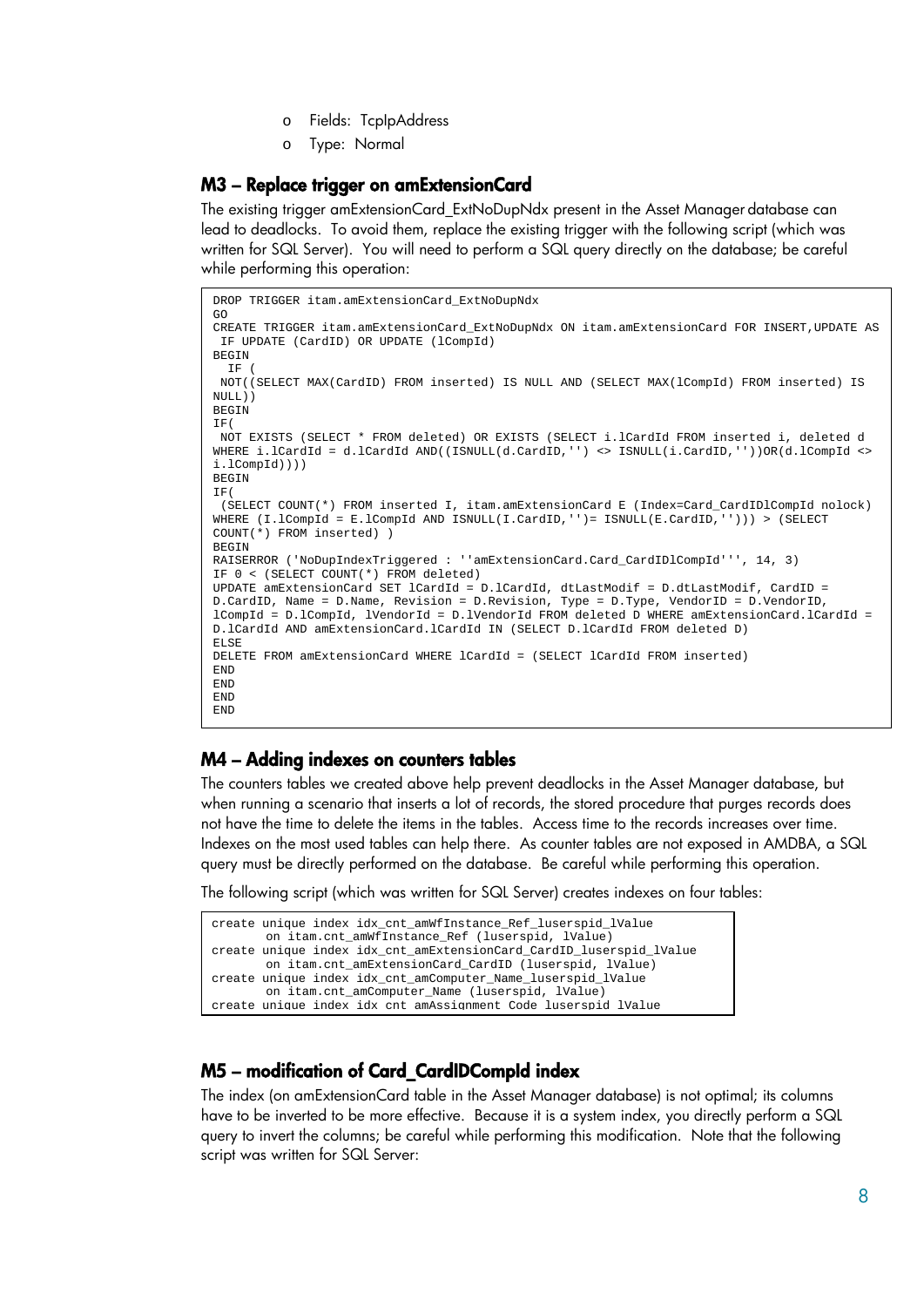- Fields: TcpIpAddress
- Type: Normal

## M3 – Replace trigger on amExtensionCard

The existing trigger amExtensionCard_ExtNoDupNdx present in the Asset Manager database can lead to deadlocks. To avoid them, replace the existing trigger with the following script (which was written for SQL Server). You will need to perform a SQL query directly on the database; be careful while performing this operation:

```
DROP TRIGGER itam.amExtensionCard_ExtNoDupNdx
GO
CREATE TRIGGER itam.amExtensionCard_ExtNoDupNdx ON itam.amExtensionCard FOR INSERT,UPDATE AS
 IF UPDATE (CardID) OR UPDATE (lCompId)
BEGIN
  IF (
 NOT((SELECT MAX(CardID) FROM inserted) IS NULL AND (SELECT MAX(lCompId) FROM inserted) IS
NULL))
BEGIN
IF(
 NOT EXISTS (SELECT * FROM deleted) OR EXISTS (SELECT i.lCardId FROM inserted i, deleted d
WHERE i.lCardId = d.lCardId AND((ISNULL(d.CardID,'') <> ISNULL(i.CardID,''))OR(d.lCompId <>
i.lCompId))))
BEGIN
IF(
 (SELECT COUNT(*) FROM inserted I, itam.amExtensionCard E (Index=Card_CardIDlCompId nolock)
WHERE (I.lCompId = E.lCompId AND ISNULL(I.CardID,'')= ISNULL(E.CardID,''))) > (SELECT
COUNT(*) FROM inserted) )
BEGIN
RAISERROR ('NoDupIndexTriggered : ''amExtensionCard.Card_CardIDlCompId''', 14, 3)
IF 0 < (SELECT COUNT(*) FROM deleted)
UPDATE amExtensionCard SET lCardId = D.lCardId, dtLastModif = D.dtLastModif, CardID =
D.CardID, Name = D.Name, Revision = D.Revision, Type = D.Type, VendorID = D.VendorID,
lCompId = D.lCompId, lVendorId = D.lVendorId FROM deleted D WHERE amExtensionCard.lCardId =
D.lCardId AND amExtensionCard.lCardId IN (SELECT D.lCardId FROM deleted D)
ELSE
DELETE FROM amExtensionCard WHERE lCardId = (SELECT lCardId FROM inserted)
END
END
END
END
```

## M4 – Adding indexes on counters tables

The counters tables we created above help prevent deadlocks in the Asset Manager database, but when running a scenario that inserts a lot of records, the stored procedure that purges records does not have the time to delete the items in the tables. Access time to the records increases over time. Indexes on the most used tables can help there. As counter tables are not exposed in AMDBA, a SQL query must be directly performed on the database. Be careful while performing this operation.

The following script (which was written for SQL Server) creates indexes on four tables:

```
create unique index idx_cnt_amWfInstance_Ref_luserspid_lValue
       on itam.cnt_amWfInstance_Ref (luserspid, lValue)
create unique index idx_cnt_amExtensionCard_CardID_luserspid_lValue
       on itam.cnt_amExtensionCard_CardID (luserspid, lValue)
create unique index idx_cnt_amComputer_Name_luserspid_lValue
       on itam.cnt_amComputer_Name (luserspid, lValue)
create unique index idx_cnt_amAssignment_Code_luserspid_lValue
```

## M5 – modification of Card_CardIDCompId index

The index (on amExtensionCard table in the Asset Manager database) is not optimal; its columns have to be inverted to be more effective. Because it is a system index, you directly perform a SQL query to invert the columns; be careful while performing this modification. Note that the following script was written for SQL Server: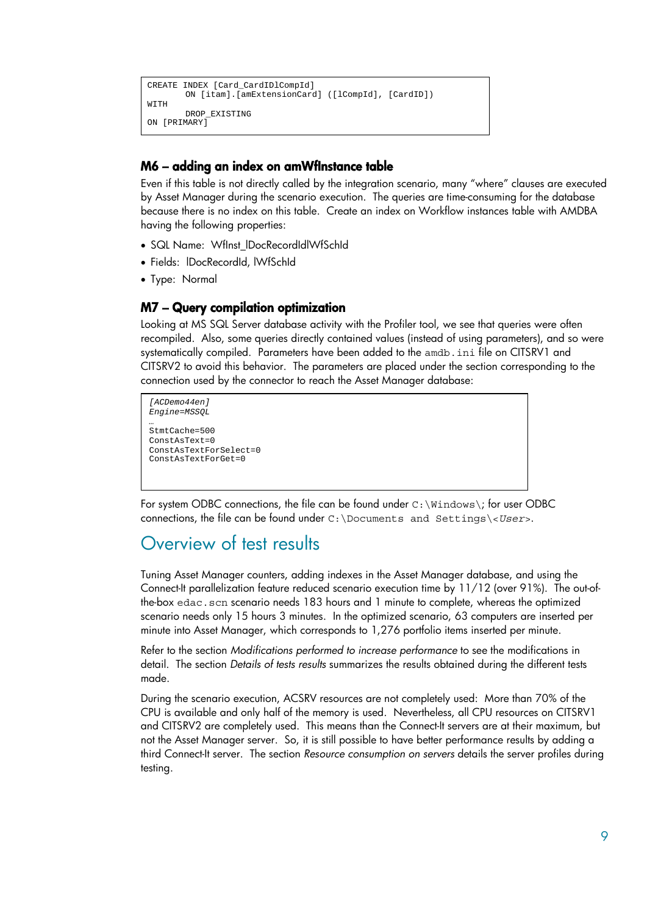```
CREATE INDEX [Card_CardIDlCompId]
       ON [itam].[amExtensionCard] ([lCompId], [CardID])
WITH
       DROP_EXISTING
ON [PRIMARY]
```

### M6 – adding an index on amWfInstance table

Even if this table is not directly called by the integration scenario, many "where" clauses are executed by Asset Manager during the scenario execution. The queries are time-consuming for the database because there is no index on this table. Create an index on Workflow instances table with AMDBA having the following properties:

- SQL Name: WfInst_lDocRecordIdlWfSchId
- Fields: lDocRecordId, lWfSchId
- Type: Normal

### M7 – Query compilation optimization

Looking at MS SQL Server database activity with the Profiler tool, we see that queries were often recompiled. Also, some queries directly contained values (instead of using parameters), and so were systematically compiled. Parameters have been added to the `amdb.ini` file on CITSRV1 and CITSRV2 to avoid this behavior. The parameters are placed under the section corresponding to the connection used by the connector to reach the Asset Manager database:

```
[ACDemo44en]
Engine=MSSQL
…
StmtCache=500
ConstAsText=0
ConstAsTextForSelect=0
ConstAsTextForGet=0
```

For system ODBC connections, the file can be found under `C:\Windows\`; for user ODBC connections, the file can be found under `C:\Documents and Settings\<User>`.

## Overview of test results

Tuning Asset Manager counters, adding indexes in the Asset Manager database, and using the Connect-It parallelization feature reduced scenario execution time by 11/12 (over 91%). The out-of-the-box `edac.scn` scenario needs 183 hours and 1 minute to complete, whereas the optimized scenario needs only 15 hours 3 minutes. In the optimized scenario, 63 computers are inserted per minute into Asset Manager, which corresponds to 1,276 portfolio items inserted per minute.

Refer to the section *Modifications performed to increase performance* to see the modifications in detail. The section *Details of tests results* summarizes the results obtained during the different tests made.

During the scenario execution, ACSRV resources are not completely used: More than 70% of the CPU is available and only half of the memory is used. Nevertheless, all CPU resources on CITSRV1 and CITSRV2 are completely used. This means than the Connect-It servers are at their maximum, but not the Asset Manager server. So, it is still possible to have better performance results by adding a third Connect-It server. The section *Resource consumption on servers* details the server profiles during testing.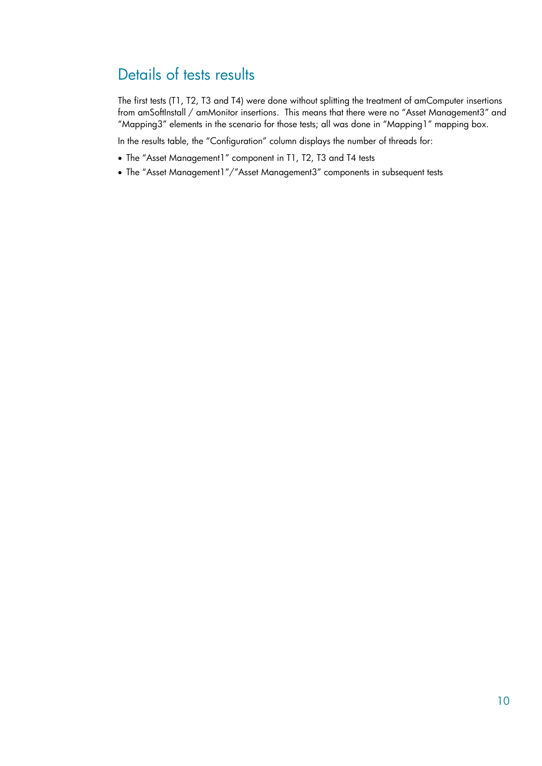## Details of tests results

The first tests (T1, T2, T3 and T4) were done without splitting the treatment of amComputer insertions from amSoftInstall / amMonitor insertions. This means that there were no "Asset Management3" and "Mapping3" elements in the scenario for those tests; all was done in "Mapping1" mapping box.

In the results table, the "Configuration" column displays the number of threads for:

- The "Asset Management1" component in T1, T2, T3 and T4 tests
- The "Asset Management1"/"Asset Management3" components in subsequent tests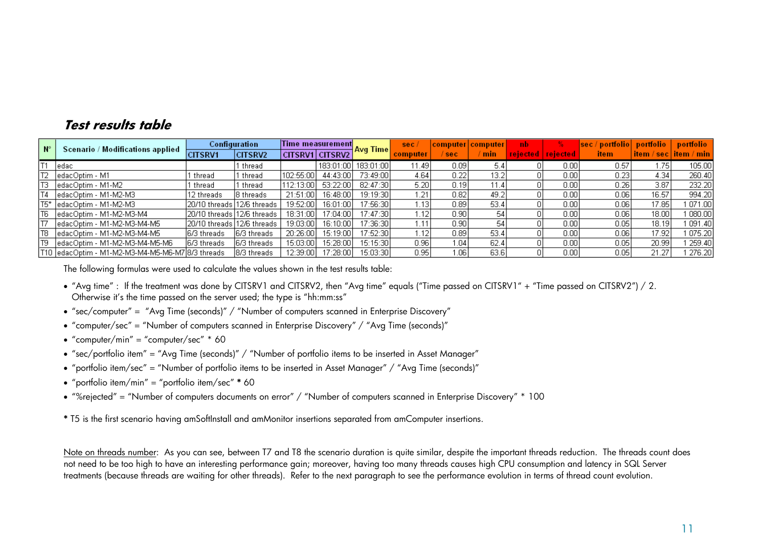## Test results table

| N° | Scenario / Modifications applied | Configuration | | Time measurement | | Avg Time | sec / computer | computer / sec | computer / min | nb rejected | % rejected | sec / portfolio item | portfolio item / sec | portfolio item / min |
|---|---|---|---|---|---|---|---|---|---|---|---|---|---|---|
| | | CITSRV1 | CITSRV2 | CITSRV1 | CITSRV2 | | | | | | | | | |
| T1 | edac | | 1 thread | | 183:01:00 | 183:01:00 | 11.49 | 0.09 | 5.4 | 0 | 0.00 | 0.57 | 1.75 | 105.00 |
| T2 | edacOptim - M1 | 1 thread | 1 thread | 102:55:00 | 44:43:00 | 73:49:00 | 4.64 | 0.22 | 13.2 | 0 | 0.00 | 0.23 | 4.34 | 260.40 |
| T3 | edacOptim - M1-M2 | 1 thread | 1 thread | 112:13:00 | 53:22:00 | 82:47:30 | 5.20 | 0.19 | 11.4 | 0 | 0.00 | 0.26 | 3.87 | 232.20 |
| T4 | edacOptim - M1-M2-M3 | 12 threads | 8 threads | 21:51:00 | 16:48:00 | 19:19:30 | 1.21 | 0.82 | 49.2 | 0 | 0.00 | 0.06 | 16.57 | 994.20 |
| T5* | edacOptim - M1-M2-M3 | 20/10 threads | 12/6 threads | 19:52:00 | 16:01:00 | 17:56:30 | 1.13 | 0.89 | 53.4 | 0 | 0.00 | 0.06 | 17.85 | 1 071.00 |
| T6 | edacOptim - M1-M2-M3-M4 | 20/10 threads | 12/6 threads | 18:31:00 | 17:04:00 | 17:47:30 | 1.12 | 0.90 | 54 | 0 | 0.00 | 0.06 | 18.00 | 1 080.00 |
| T7 | edacOptim - M1-M2-M3-M4-M5 | 20/10 threads | 12/6 threads | 19:03:00 | 16:10:00 | 17:36:30 | 1.11 | 0.90 | 54 | 0 | 0.00 | 0.05 | 18.19 | 1 091.40 |
| T8 | edacOptim - M1-M2-M3-M4-M5 | 6/3 threads | 6/3 threads | 20:26:00 | 15:19:00 | 17:52:30 | 1.12 | 0.89 | 53.4 | 0 | 0.00 | 0.06 | 17.92 | 1 075.20 |
| T9 | edacOptim - M1-M2-M3-M4-M5-M6 | 6/3 threads | 6/3 threads | 15:03:00 | 15:28:00 | 15:15:30 | 0.96 | 1.04 | 62.4 | 0 | 0.00 | 0.05 | 20.99 | 1 259.40 |
| T10 | edacOptim - M1-M2-M3-M4-M5-M6-M7 | 8/3 threads | 8/3 threads | 12:39:00 | 17:28:00 | 15:03:30 | 0.95 | 1.06 | 63.6 | 0 | 0.00 | 0.05 | 21.27 | 1 276.20 |

The following formulas were used to calculate the values shown in the test results table:

- "Avg time" : If the treatment was done by CITSRV1 and CITSRV2, then "Avg time" equals ("Time passed on CITSRV1" + "Time passed on CITSRV2") / 2. Otherwise it's the time passed on the server used; the type is "hh:mm:ss"
- "sec/computer" = "Avg Time (seconds)" / "Number of computers scanned in Enterprise Discovery"
- "computer/sec" = "Number of computers scanned in Enterprise Discovery" / "Avg Time (seconds)"
- "computer/min" = "computer/sec" * 60
- "sec/portfolio item" = "Avg Time (seconds)" / "Number of portfolio items to be inserted in Asset Manager"
- "portfolio item/sec" = "Number of portfolio items to be inserted in Asset Manager" / "Avg Time (seconds)"
- "portfolio item/min" = "portfolio item/sec" * 60
- "%rejected" = "Number of computers documents on error" / "Number of computers scanned in Enterprise Discovery" * 100

**\*** T5 is the first scenario having amSoftInstall and amMonitor insertions separated from amComputer insertions.

Note on threads number: As you can see, between T7 and T8 the scenario duration is quite similar, despite the important threads reduction. The threads count does not need to be too high to have an interesting performance gain; moreover, having too many threads causes high CPU consumption and latency in SQL Server treatments (because threads are waiting for other threads). Refer to the next paragraph to see the performance evolution in terms of thread count evolution.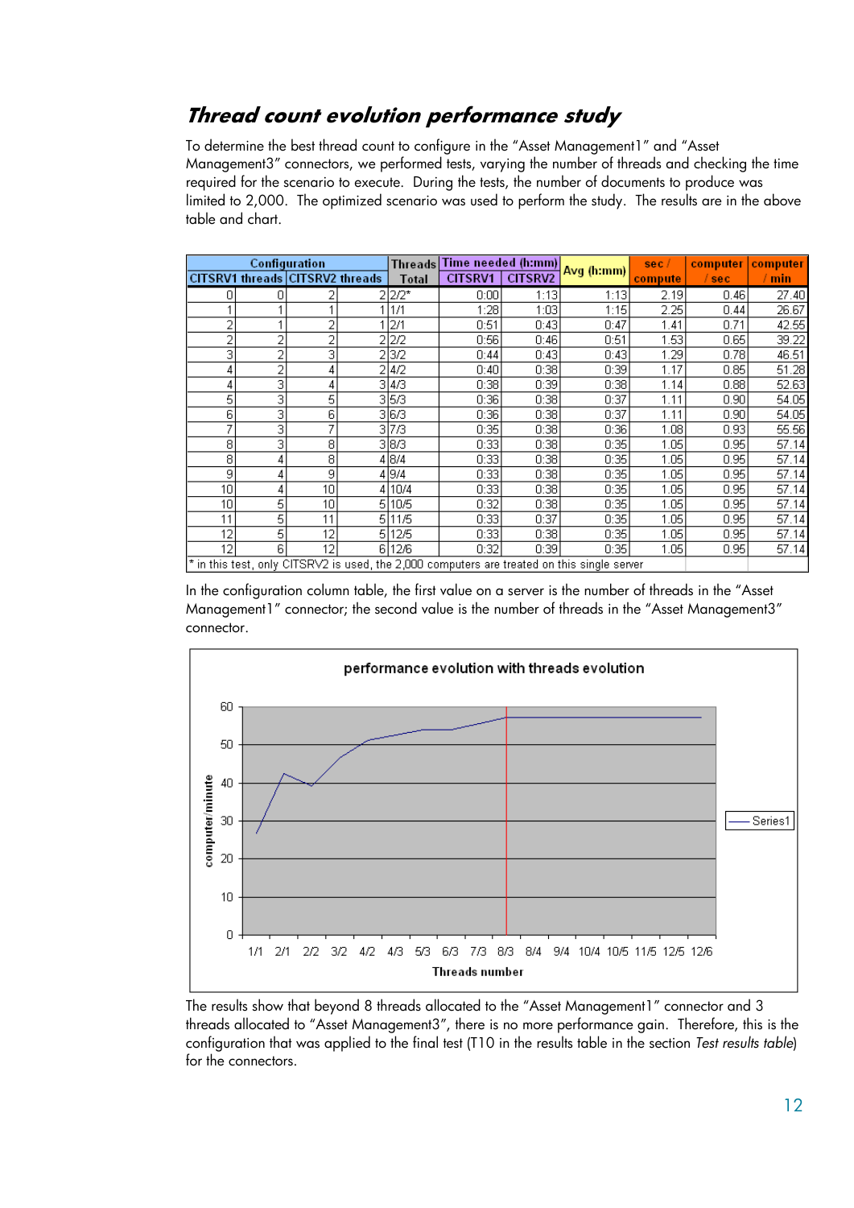# Thread count evolution performance study

To determine the best thread count to configure in the "Asset Management1" and "Asset Management3" connectors, we performed tests, varying the number of threads and checking the time required for the scenario to execute. During the tests, the number of documents to produce was limited to 2,000. The optimized scenario was used to perform the study. The results are in the above table and chart.

| Configuration | | | | Threads | Time needed (h:mm) | | Avg (h:mm) | sec / compute | computer / sec | computer / min |
|---|---|---|---|---|---|---|---|---|---|---|
| CITSRV1 threads | | CITSRV2 threads | | Total | CITSRV1 | CITSRV2 | | | | |
| 0 | 0 | 2 | 2 | 2/2* | 0:00 | 1:13 | 1:13 | 2.19 | 0.46 | 27.40 |
| 1 | 1 | 1 | 1 | 1/1 | 1:28 | 1:03 | 1:15 | 2.25 | 0.44 | 26.67 |
| 2 | 1 | 2 | 1 | 2/1 | 0:51 | 0:43 | 0:47 | 1.41 | 0.71 | 42.55 |
| 2 | 2 | 2 | 2 | 2/2 | 0:56 | 0:46 | 0:51 | 1.53 | 0.65 | 39.22 |
| 3 | 2 | 3 | 2 | 3/2 | 0:44 | 0:43 | 0:43 | 1.29 | 0.78 | 46.51 |
| 4 | 2 | 4 | 2 | 4/2 | 0:40 | 0:38 | 0:39 | 1.17 | 0.85 | 51.28 |
| 4 | 3 | 4 | 3 | 4/3 | 0:38 | 0:39 | 0:38 | 1.14 | 0.88 | 52.63 |
| 5 | 3 | 5 | 3 | 5/3 | 0:36 | 0:38 | 0:37 | 1.11 | 0.90 | 54.05 |
| 6 | 3 | 6 | 3 | 6/3 | 0:36 | 0:38 | 0:37 | 1.11 | 0.90 | 54.05 |
| 7 | 3 | 7 | 3 | 7/3 | 0:35 | 0:38 | 0:36 | 1.08 | 0.93 | 55.56 |
| 8 | 3 | 8 | 3 | 8/3 | 0:33 | 0:38 | 0:35 | 1.05 | 0.95 | 57.14 |
| 8 | 4 | 8 | 4 | 8/4 | 0:33 | 0:38 | 0:35 | 1.05 | 0.95 | 57.14 |
| 9 | 4 | 9 | 4 | 9/4 | 0:33 | 0:38 | 0:35 | 1.05 | 0.95 | 57.14 |
| 10 | 4 | 10 | 4 | 10/4 | 0:33 | 0:38 | 0:35 | 1.05 | 0.95 | 57.14 |
| 10 | 5 | 10 | 5 | 10/5 | 0:32 | 0:38 | 0:35 | 1.05 | 0.95 | 57.14 |
| 11 | 5 | 11 | 5 | 11/5 | 0:33 | 0:37 | 0:35 | 1.05 | 0.95 | 57.14 |
| 12 | 5 | 12 | 5 | 12/5 | 0:33 | 0:38 | 0:35 | 1.05 | 0.95 | 57.14 |
| 12 | 6 | 12 | 6 | 12/6 | 0:32 | 0:39 | 0:35 | 1.05 | 0.95 | 57.14 |

\* in this test, only CITSRV2 is used, the 2,000 computers are treated on this single server

In the configuration column table, the first value on a server is the number of threads in the "Asset Management1" connector; the second value is the number of threads in the "Asset Management3" connector.

**performance evolution with threads evolution**

The results show that beyond 8 threads allocated to the "Asset Management1" connector and 3 threads allocated to "Asset Management3", there is no more performance gain. Therefore, this is the configuration that was applied to the final test (T10 in the results table in the section *Test results table*) for the connectors.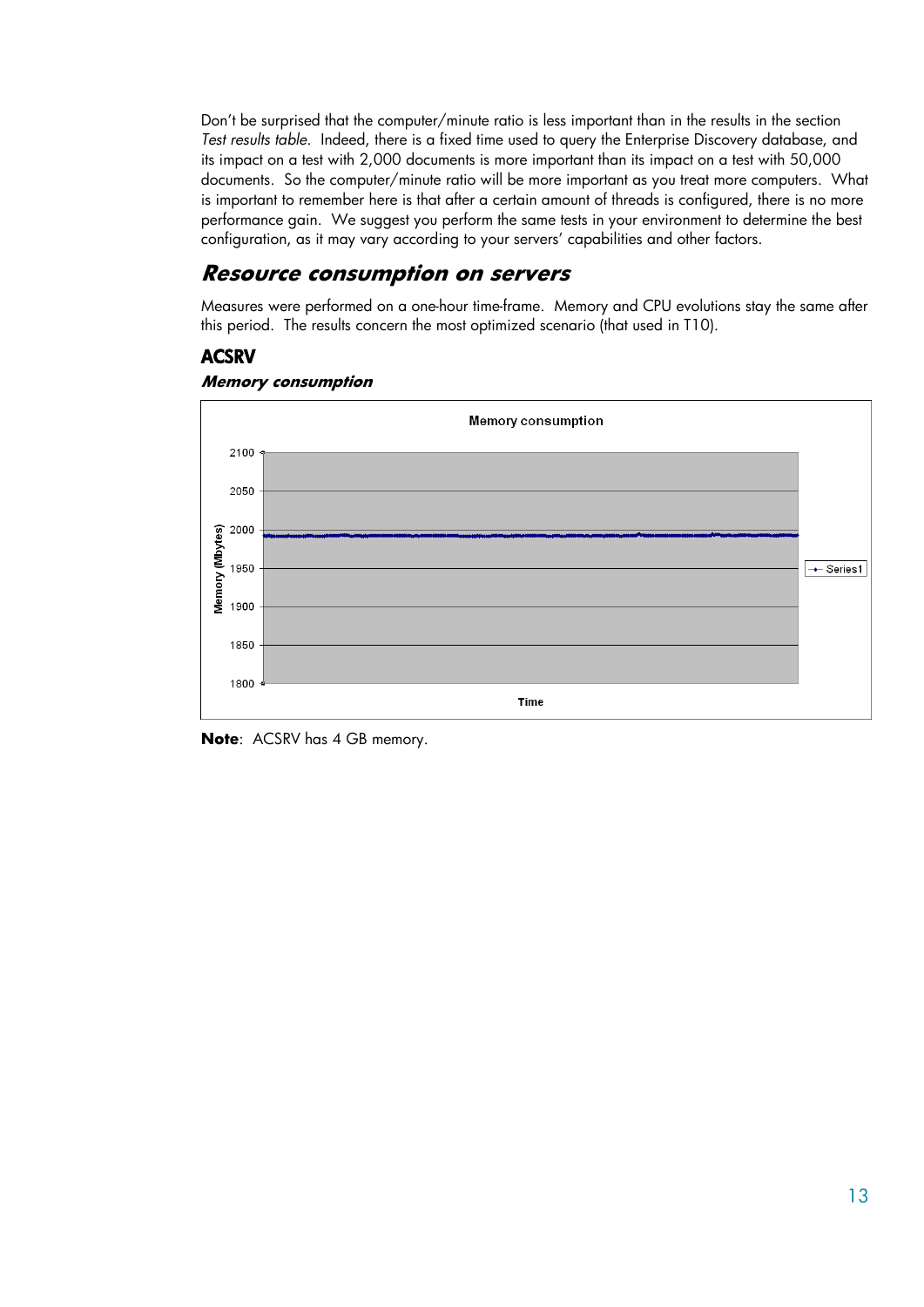Don't be surprised that the computer/minute ratio is less important than in the results in the section *Test results table*. Indeed, there is a fixed time used to query the Enterprise Discovery database, and its impact on a test with 2,000 documents is more important than its impact on a test with 50,000 documents. So the computer/minute ratio will be more important as you treat more computers. What is important to remember here is that after a certain amount of threads is configured, there is no more performance gain. We suggest you perform the same tests in your environment to determine the best configuration, as it may vary according to your servers' capabilities and other factors.

## Resource consumption on servers

Measures were performed on a one-hour time-frame. Memory and CPU evolutions stay the same after this period. The results concern the most optimized scenario (that used in T10).

### ACSRV

#### Memory consumption

**Note**: ACSRV has 4 GB memory.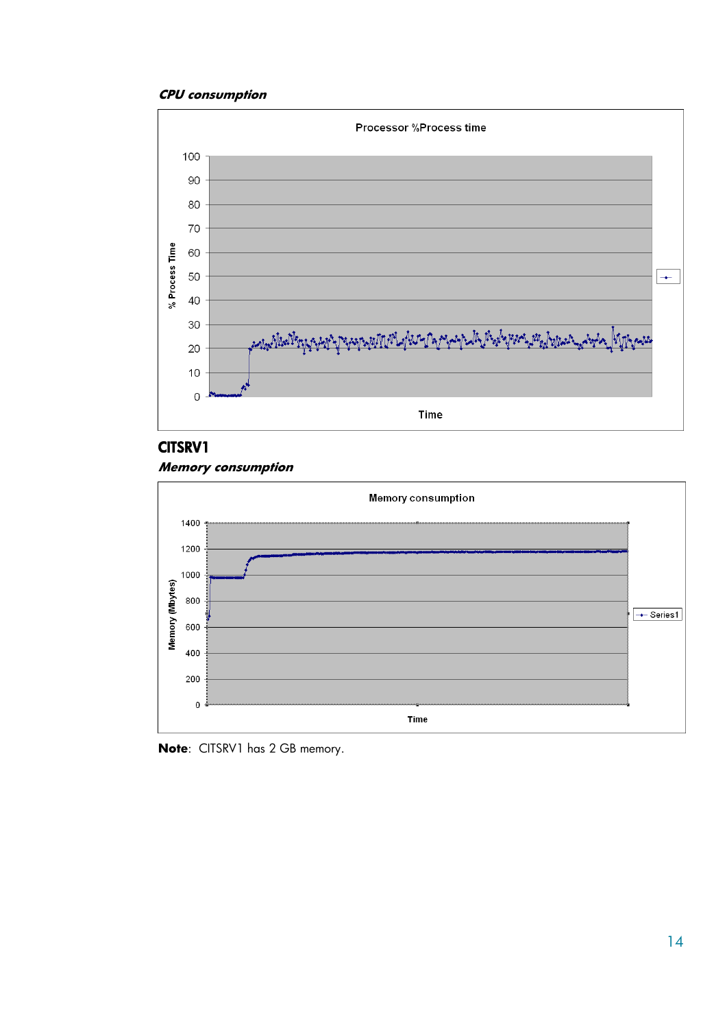*CPU consumption*

## CITSRV1

*Memory consumption*

**Note**: CITSRV1 has 2 GB memory.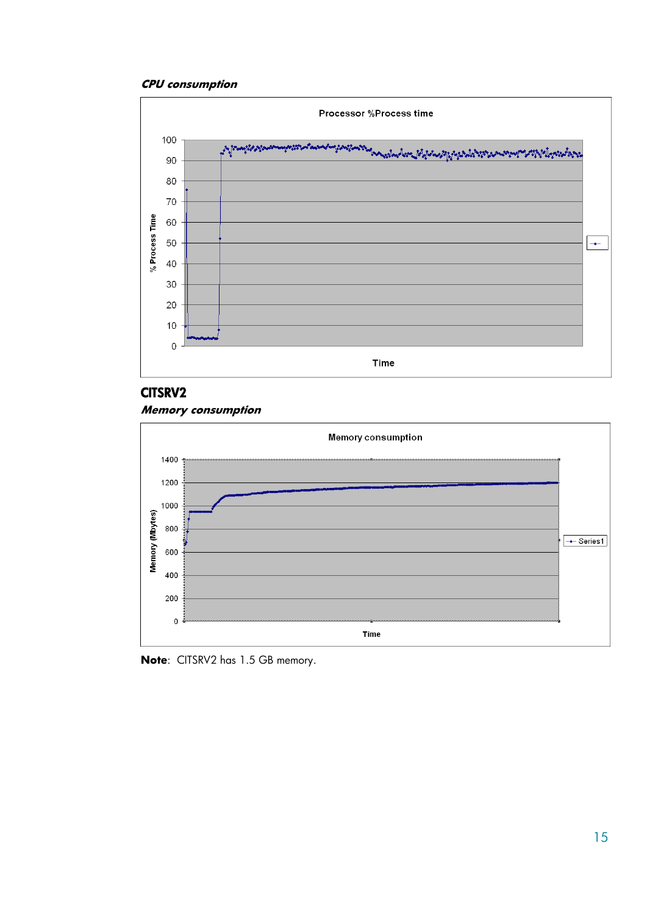***CPU consumption***

Processor %Process time

% Process Time

Time

## CITSRV2

***Memory consumption***

Memory consumption

Memory (Mbytes)

Time

Series1

**Note**: CITSRV2 has 1.5 GB memory.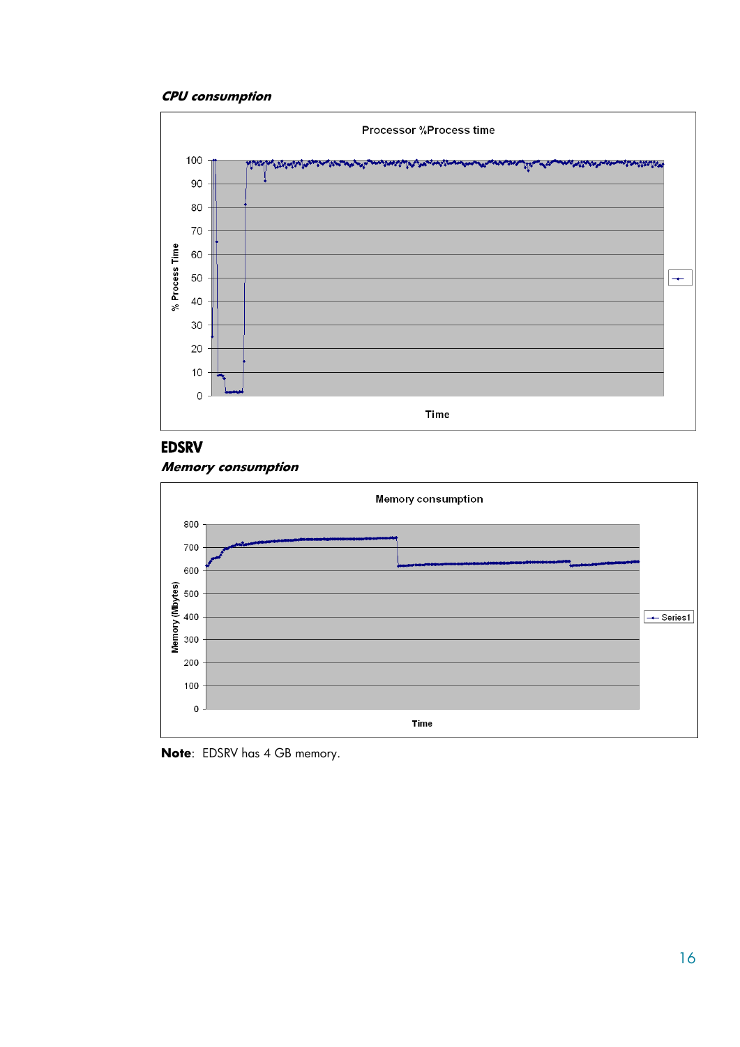***CPU consumption***

## EDSRV

***Memory consumption***

**Note**: EDSRV has 4 GB memory.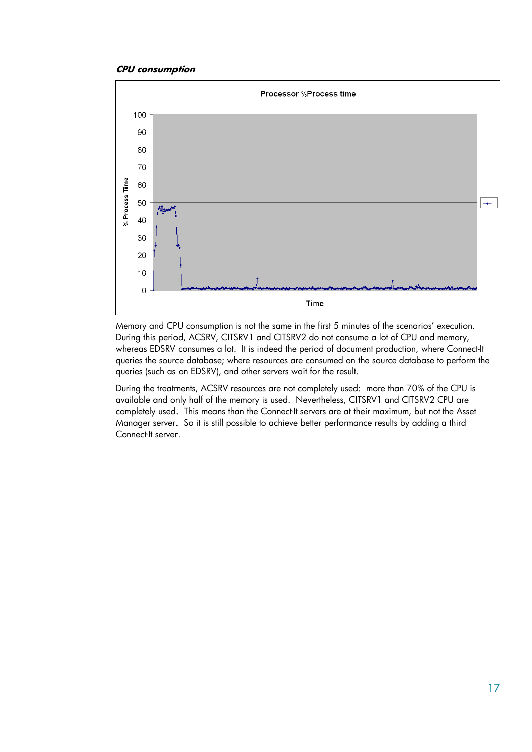***CPU consumption***

Memory and CPU consumption is not the same in the first 5 minutes of the scenarios' execution. During this period, ACSRV, CITSRV1 and CITSRV2 do not consume a lot of CPU and memory, whereas EDSRV consumes a lot. It is indeed the period of document production, where Connect-It queries the source database; where resources are consumed on the source database to perform the queries (such as on EDSRV), and other servers wait for the result.

During the treatments, ACSRV resources are not completely used: more than 70% of the CPU is available and only half of the memory is used. Nevertheless, CITSRV1 and CITSRV2 CPU are completely used. This means than the Connect-It servers are at their maximum, but not the Asset Manager server. So it is still possible to achieve better performance results by adding a third Connect-It server.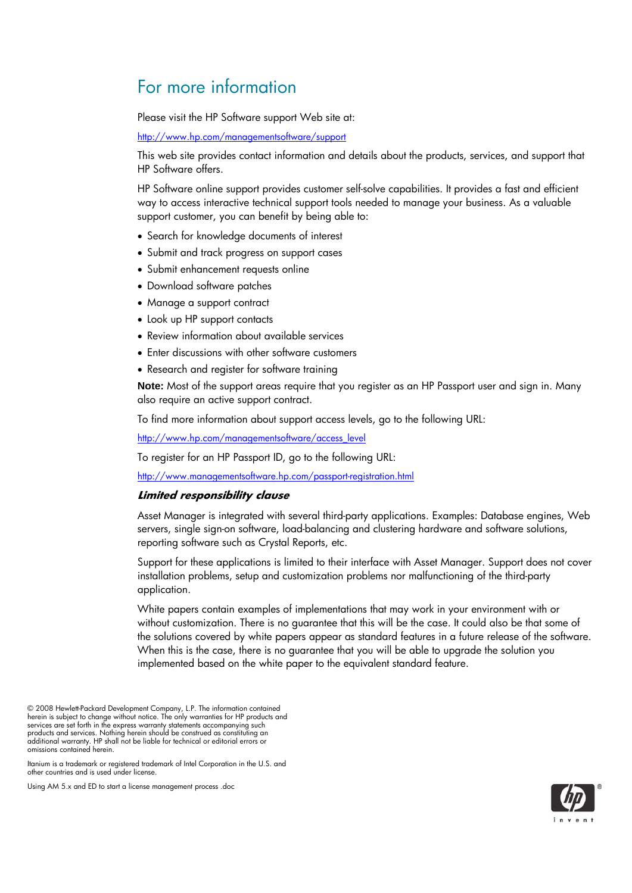# For more information

Please visit the HP Software support Web site at:

http://www.hp.com/managementsoftware/support

This web site provides contact information and details about the products, services, and support that HP Software offers.

HP Software online support provides customer self-solve capabilities. It provides a fast and efficient way to access interactive technical support tools needed to manage your business. As a valuable support customer, you can benefit by being able to:

- Search for knowledge documents of interest
- Submit and track progress on support cases
- Submit enhancement requests online
- Download software patches
- Manage a support contract
- Look up HP support contacts
- Review information about available services
- Enter discussions with other software customers
- Research and register for software training

**Note:** Most of the support areas require that you register as an HP Passport user and sign in. Many also require an active support contract.

To find more information about support access levels, go to the following URL:

http://www.hp.com/managementsoftware/access_level

To register for an HP Passport ID, go to the following URL:

http://www.managementsoftware.hp.com/passport-registration.html

### *Limited responsibility clause*

Asset Manager is integrated with several third-party applications. Examples: Database engines, Web servers, single sign-on software, load-balancing and clustering hardware and software solutions, reporting software such as Crystal Reports, etc.

Support for these applications is limited to their interface with Asset Manager. Support does not cover installation problems, setup and customization problems nor malfunctioning of the third-party application.

White papers contain examples of implementations that may work in your environment with or without customization. There is no guarantee that this will be the case. It could also be that some of the solutions covered by white papers appear as standard features in a future release of the software. When this is the case, there is no guarantee that you will be able to upgrade the solution you implemented based on the white paper to the equivalent standard feature.

© 2008 Hewlett-Packard Development Company, L.P. The information contained herein is subject to change without notice. The only warranties for HP products and services are set forth in the express warranty statements accompanying such products and services. Nothing herein should be construed as constituting an additional warranty. HP shall not be liable for technical or editorial errors or omissions contained herein.

Itanium is a trademark or registered trademark of Intel Corporation in the U.S. and other countries and is used under license.

Using AM 5.x and ED to start a license management process .doc